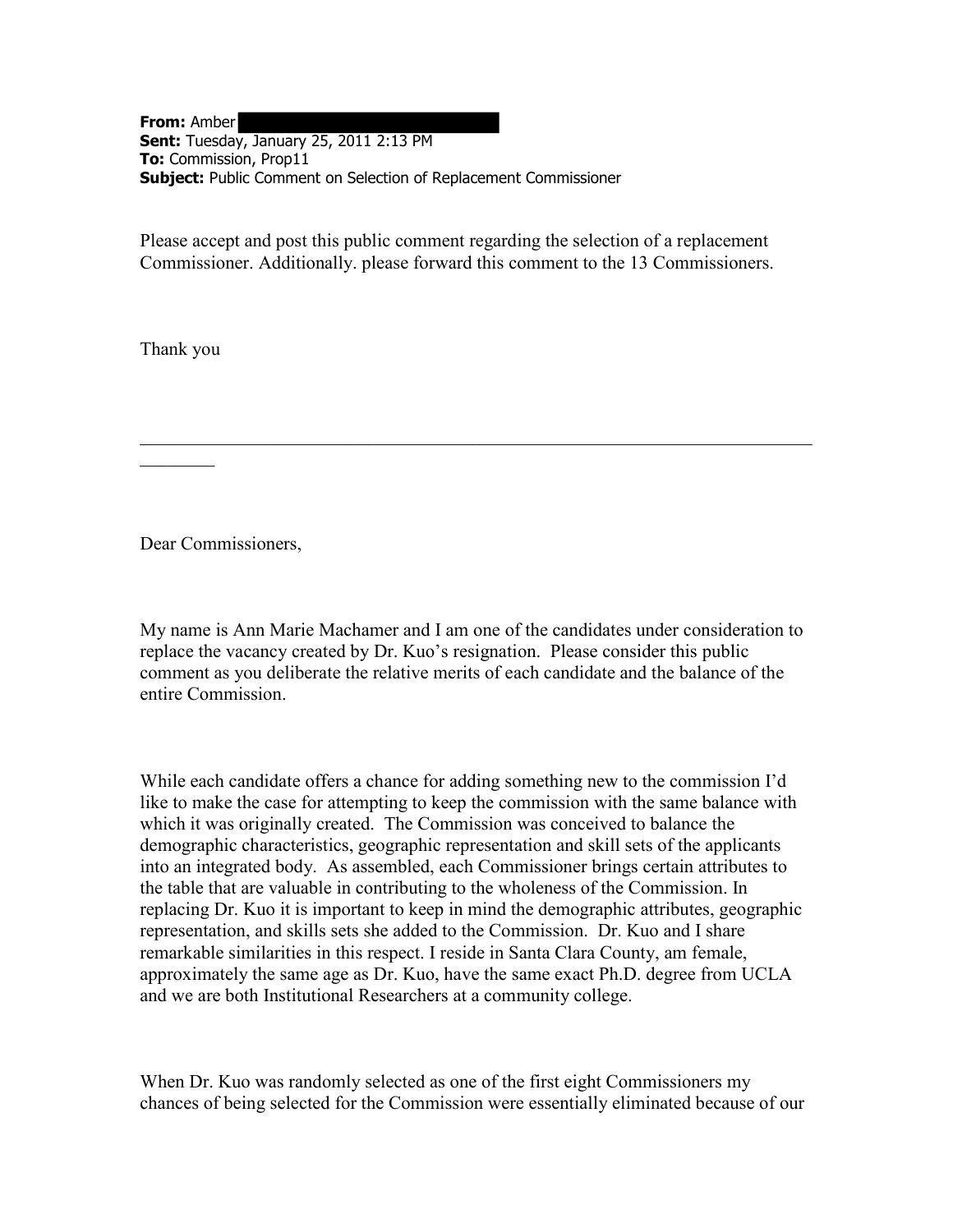**From:** Amber
**Sent:** Tuesday, January 25, 2011 2:13 PM
**To:** Commission, Prop11
**Subject:** Public Comment on Selection of Replacement Commissioner

Please accept and post this public comment regarding the selection of a replacement Commissioner. Additionally. please forward this comment to the 13 Commissioners.

Thank you

---

Dear Commissioners,

My name is Ann Marie Machamer and I am one of the candidates under consideration to replace the vacancy created by Dr. Kuo's resignation. Please consider this public comment as you deliberate the relative merits of each candidate and the balance of the entire Commission.

While each candidate offers a chance for adding something new to the commission I'd like to make the case for attempting to keep the commission with the same balance with which it was originally created. The Commission was conceived to balance the demographic characteristics, geographic representation and skill sets of the applicants into an integrated body. As assembled, each Commissioner brings certain attributes to the table that are valuable in contributing to the wholeness of the Commission. In replacing Dr. Kuo it is important to keep in mind the demographic attributes, geographic representation, and skills sets she added to the Commission. Dr. Kuo and I share remarkable similarities in this respect. I reside in Santa Clara County, am female, approximately the same age as Dr. Kuo, have the same exact Ph.D. degree from UCLA and we are both Institutional Researchers at a community college.

When Dr. Kuo was randomly selected as one of the first eight Commissioners my chances of being selected for the Commission were essentially eliminated because of our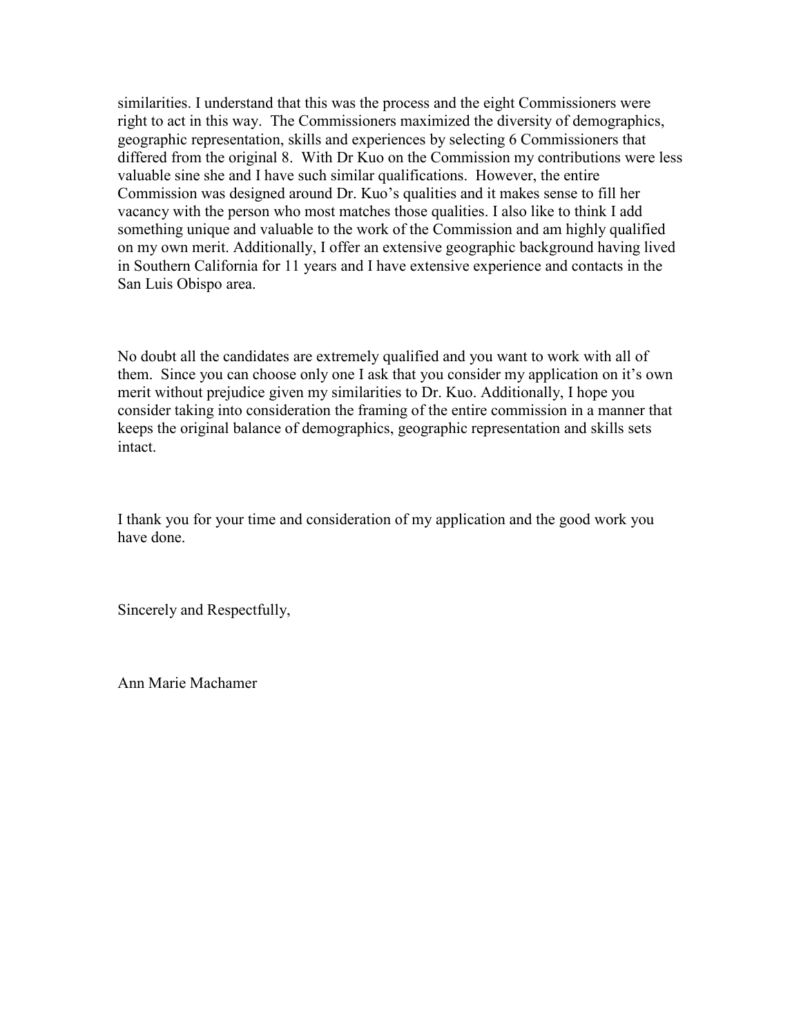similarities. I understand that this was the process and the eight Commissioners were right to act in this way. The Commissioners maximized the diversity of demographics, geographic representation, skills and experiences by selecting 6 Commissioners that differed from the original 8. With Dr Kuo on the Commission my contributions were less valuable sine she and I have such similar qualifications. However, the entire Commission was designed around Dr. Kuo's qualities and it makes sense to fill her vacancy with the person who most matches those qualities. I also like to think I add something unique and valuable to the work of the Commission and am highly qualified on my own merit. Additionally, I offer an extensive geographic background having lived in Southern California for 11 years and I have extensive experience and contacts in the San Luis Obispo area.

No doubt all the candidates are extremely qualified and you want to work with all of them. Since you can choose only one I ask that you consider my application on it's own merit without prejudice given my similarities to Dr. Kuo. Additionally, I hope you consider taking into consideration the framing of the entire commission in a manner that keeps the original balance of demographics, geographic representation and skills sets intact.

I thank you for your time and consideration of my application and the good work you have done.

Sincerely and Respectfully,

Ann Marie Machamer